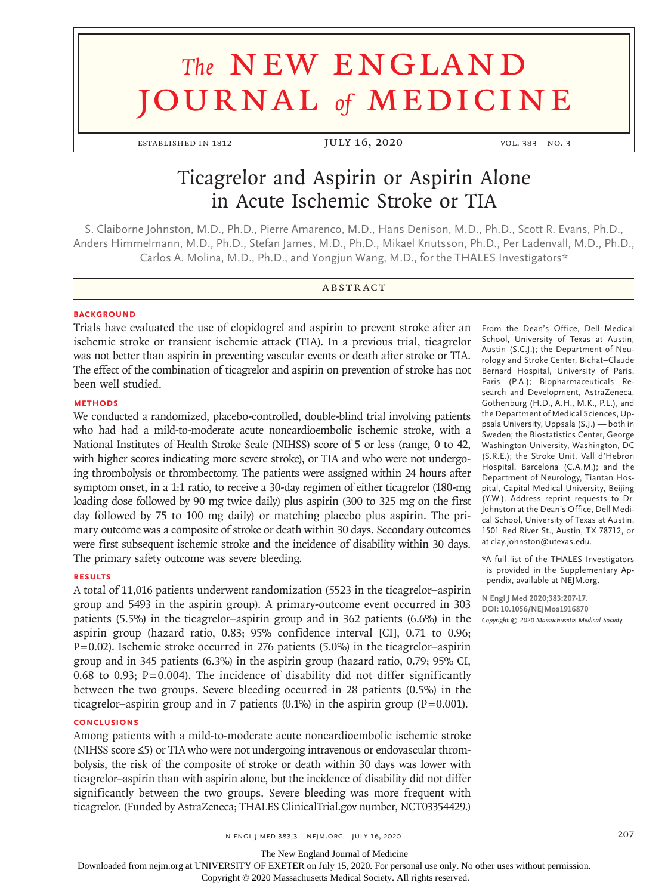# Ticagrelor and Aspirin or Aspirin Alone in Acute Ischemic Stroke or TIA

S. Claiborne Johnston, M.D., Ph.D., Pierre Amarenco, M.D., Hans Denison, M.D., Ph.D., Scott R. Evans, Ph.D., Anders Himmelmann, M.D., Ph.D., Stefan James, M.D., Ph.D., Mikael Knutsson, Ph.D., Per Ladenvall, M.D., Ph.D., Carlos A. Molina, M.D., Ph.D., and Yongjun Wang, M.D., for the THALES Investigators*

## ABSTRACT

### BACKGROUND

Trials have evaluated the use of clopidogrel and aspirin to prevent stroke after an ischemic stroke or transient ischemic attack (TIA). In a previous trial, ticagrelor was not better than aspirin in preventing vascular events or death after stroke or TIA. The effect of the combination of ticagrelor and aspirin on prevention of stroke has not been well studied.

### METHODS

We conducted a randomized, placebo-controlled, double-blind trial involving patients who had had a mild-to-moderate acute noncardioembolic ischemic stroke, with a National Institutes of Health Stroke Scale (NIHSS) score of 5 or less (range, 0 to 42, with higher scores indicating more severe stroke), or TIA and who were not undergoing thrombolysis or thrombectomy. The patients were assigned within 24 hours after symptom onset, in a 1:1 ratio, to receive a 30-day regimen of either ticagrelor (180-mg loading dose followed by 90 mg twice daily) plus aspirin (300 to 325 mg on the first day followed by 75 to 100 mg daily) or matching placebo plus aspirin. The primary outcome was a composite of stroke or death within 30 days. Secondary outcomes were first subsequent ischemic stroke and the incidence of disability within 30 days. The primary safety outcome was severe bleeding.

### RESULTS

A total of 11,016 patients underwent randomization (5523 in the ticagrelor–aspirin group and 5493 in the aspirin group). A primary-outcome event occurred in 303 patients (5.5%) in the ticagrelor–aspirin group and in 362 patients (6.6%) in the aspirin group (hazard ratio, 0.83; 95% confidence interval [CI], 0.71 to 0.96; P=0.02). Ischemic stroke occurred in 276 patients (5.0%) in the ticagrelor–aspirin group and in 345 patients (6.3%) in the aspirin group (hazard ratio, 0.79; 95% CI, 0.68 to 0.93; P=0.004). The incidence of disability did not differ significantly between the two groups. Severe bleeding occurred in 28 patients (0.5%) in the ticagrelor–aspirin group and in 7 patients (0.1%) in the aspirin group (P=0.001).

### CONCLUSIONS

Among patients with a mild-to-moderate acute noncardioembolic ischemic stroke (NIHSS score ≤5) or TIA who were not undergoing intravenous or endovascular thrombolysis, the risk of the composite of stroke or death within 30 days was lower with ticagrelor–aspirin than with aspirin alone, but the incidence of disability did not differ significantly between the two groups. Severe bleeding was more frequent with ticagrelor. (Funded by AstraZeneca; THALES ClinicalTrial.gov number, NCT03354429.)

From the Dean's Office, Dell Medical School, University of Texas at Austin, Austin (S.C.J.); the Department of Neurology and Stroke Center, Bichat–Claude Bernard Hospital, University of Paris, Paris (P.A.); Biopharmaceuticals Research and Development, AstraZeneca, Gothenburg (H.D., A.H., M.K., P.L.), and the Department of Medical Sciences, Uppsala University, Uppsala (S.J.) — both in Sweden; the Biostatistics Center, George Washington University, Washington, DC (S.R.E.); the Stroke Unit, Vall d'Hebron Hospital, Barcelona (C.A.M.); and the Department of Neurology, Tiantan Hospital, Capital Medical University, Beijing (Y.W.). Address reprint requests to Dr. Johnston at the Dean's Office, Dell Medical School, University of Texas at Austin, 1501 Red River St., Austin, TX 78712, or at clay.johnston@utexas.edu.

*A full list of the THALES Investigators is provided in the Supplementary Appendix, available at NEJM.org.

N Engl J Med 2020;383:207-17.
DOI: 10.1056/NEJMoa1916870
Copyright © 2020 Massachusetts Medical Society.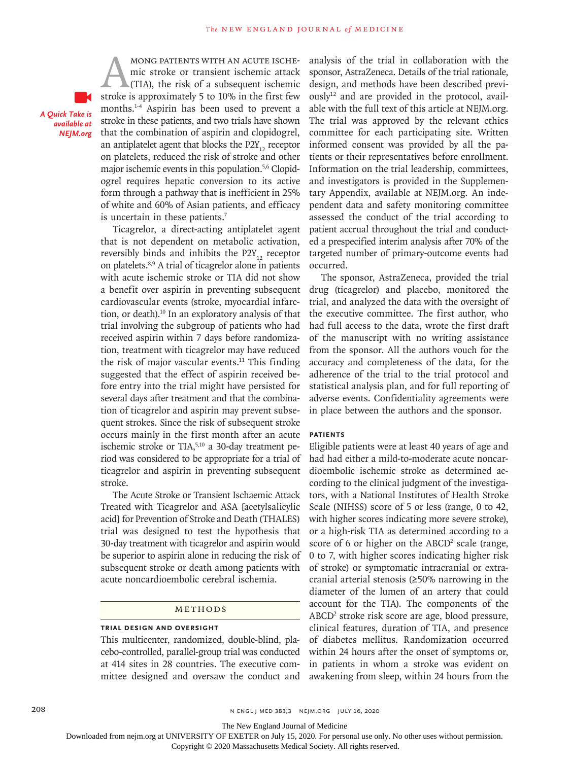*A Quick Take is available at NEJM.org*

Among patients with an acute ischemic stroke or transient ischemic attack (TIA), the risk of a subsequent ischemic stroke is approximately 5 to 10% in the first few months.[1-4] Aspirin has been used to prevent a stroke in these patients, and two trials have shown that the combination of aspirin and clopidogrel, an antiplatelet agent that blocks the $P2Y_{12}$ receptor on platelets, reduced the risk of stroke and other major ischemic events in this population.[5,6] Clopidogrel requires hepatic conversion to its active form through a pathway that is inefficient in 25% of white and 60% of Asian patients, and efficacy is uncertain in these patients.[7]

Ticagrelor, a direct-acting antiplatelet agent that is not dependent on metabolic activation, reversibly binds and inhibits the $P2Y_{12}$ receptor on platelets.[8,9] A trial of ticagrelor alone in patients with acute ischemic stroke or TIA did not show a benefit over aspirin in preventing subsequent cardiovascular events (stroke, myocardial infarction, or death).[10] In an exploratory analysis of that trial involving the subgroup of patients who had received aspirin within 7 days before randomization, treatment with ticagrelor may have reduced the risk of major vascular events.[11] This finding suggested that the effect of aspirin received before entry into the trial might have persisted for several days after treatment and that the combination of ticagrelor and aspirin may prevent subsequent strokes. Since the risk of subsequent stroke occurs mainly in the first month after an acute ischemic stroke or TIA,[5,10] a 30-day treatment period was considered to be appropriate for a trial of ticagrelor and aspirin in preventing subsequent stroke.

The Acute Stroke or Transient Ischaemic Attack Treated with Ticagrelor and ASA [acetylsalicylic acid] for Prevention of Stroke and Death (THALES) trial was designed to test the hypothesis that 30-day treatment with ticagrelor and aspirin would be superior to aspirin alone in reducing the risk of subsequent stroke or death among patients with acute noncardioembolic cerebral ischemia.

## Methods

### Trial Design and Oversight

This multicenter, randomized, double-blind, placebo-controlled, parallel-group trial was conducted at 414 sites in 28 countries. The executive committee designed and oversaw the conduct and analysis of the trial in collaboration with the sponsor, AstraZeneca. Details of the trial rationale, design, and methods have been described previously[12] and are provided in the protocol, available with the full text of this article at NEJM.org. The trial was approved by the relevant ethics committee for each participating site. Written informed consent was provided by all the patients or their representatives before enrollment. Information on the trial leadership, committees, and investigators is provided in the Supplementary Appendix, available at NEJM.org. An independent data and safety monitoring committee assessed the conduct of the trial according to patient accrual throughout the trial and conducted a prespecified interim analysis after 70% of the targeted number of primary-outcome events had occurred.

The sponsor, AstraZeneca, provided the trial drug (ticagrelor) and placebo, monitored the trial, and analyzed the data with the oversight of the executive committee. The first author, who had full access to the data, wrote the first draft of the manuscript with no writing assistance from the sponsor. All the authors vouch for the accuracy and completeness of the data, for the adherence of the trial to the trial protocol and statistical analysis plan, and for full reporting of adverse events. Confidentiality agreements were in place between the authors and the sponsor.

### Patients

Eligible patients were at least 40 years of age and had had either a mild-to-moderate acute noncardioembolic ischemic stroke as determined according to the clinical judgment of the investigators, with a National Institutes of Health Stroke Scale (NIHSS) score of 5 or less (range, 0 to 42, with higher scores indicating more severe stroke), or a high-risk TIA as determined according to a score of 6 or higher on the $ABCD^2$ scale (range, 0 to 7, with higher scores indicating higher risk of stroke) or symptomatic intracranial or extracranial arterial stenosis (≥50% narrowing in the diameter of the lumen of an artery that could account for the TIA). The components of the $ABCD^2$ stroke risk score are age, blood pressure, clinical features, duration of TIA, and presence of diabetes mellitus. Randomization occurred within 24 hours after the onset of symptoms or, in patients in whom a stroke was evident on awakening from sleep, within 24 hours from the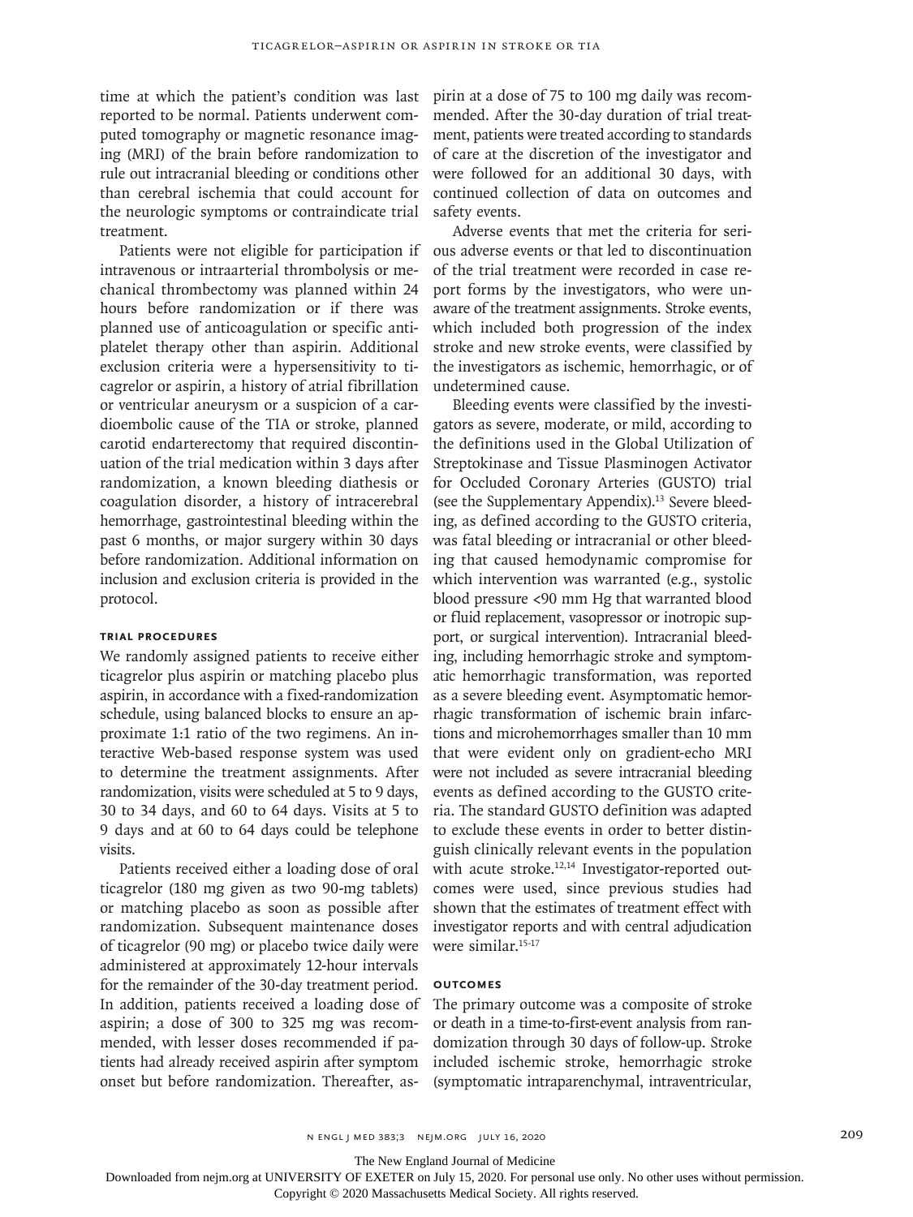time at which the patient's condition was last reported to be normal. Patients underwent computed tomography or magnetic resonance imaging (MRI) of the brain before randomization to rule out intracranial bleeding or conditions other than cerebral ischemia that could account for the neurologic symptoms or contraindicate trial treatment.

Patients were not eligible for participation if intravenous or intraarterial thrombolysis or mechanical thrombectomy was planned within 24 hours before randomization or if there was planned use of anticoagulation or specific antiplatelet therapy other than aspirin. Additional exclusion criteria were a hypersensitivity to ticagrelor or aspirin, a history of atrial fibrillation or ventricular aneurysm or a suspicion of a cardioembolic cause of the TIA or stroke, planned carotid endarterectomy that required discontinuation of the trial medication within 3 days after randomization, a known bleeding diathesis or coagulation disorder, a history of intracerebral hemorrhage, gastrointestinal bleeding within the past 6 months, or major surgery within 30 days before randomization. Additional information on inclusion and exclusion criteria is provided in the protocol.

### Trial Procedures

We randomly assigned patients to receive either ticagrelor plus aspirin or matching placebo plus aspirin, in accordance with a fixed-randomization schedule, using balanced blocks to ensure an approximate 1:1 ratio of the two regimens. An interactive Web-based response system was used to determine the treatment assignments. After randomization, visits were scheduled at 5 to 9 days, 30 to 34 days, and 60 to 64 days. Visits at 5 to 9 days and at 60 to 64 days could be telephone visits.

Patients received either a loading dose of oral ticagrelor (180 mg given as two 90-mg tablets) or matching placebo as soon as possible after randomization. Subsequent maintenance doses of ticagrelor (90 mg) or placebo twice daily were administered at approximately 12-hour intervals for the remainder of the 30-day treatment period. In addition, patients received a loading dose of aspirin; a dose of 300 to 325 mg was recommended, with lesser doses recommended if patients had already received aspirin after symptom onset but before randomization. Thereafter, aspirin at a dose of 75 to 100 mg daily was recommended. After the 30-day duration of trial treatment, patients were treated according to standards of care at the discretion of the investigator and were followed for an additional 30 days, with continued collection of data on outcomes and safety events.

Adverse events that met the criteria for serious adverse events or that led to discontinuation of the trial treatment were recorded in case report forms by the investigators, who were unaware of the treatment assignments. Stroke events, which included both progression of the index stroke and new stroke events, were classified by the investigators as ischemic, hemorrhagic, or of undetermined cause.

Bleeding events were classified by the investigators as severe, moderate, or mild, according to the definitions used in the Global Utilization of Streptokinase and Tissue Plasminogen Activator for Occluded Coronary Arteries (GUSTO) trial (see the Supplementary Appendix).[13] Severe bleeding, as defined according to the GUSTO criteria, was fatal bleeding or intracranial or other bleeding that caused hemodynamic compromise for which intervention was warranted (e.g., systolic blood pressure <90 mm Hg that warranted blood or fluid replacement, vasopressor or inotropic support, or surgical intervention). Intracranial bleeding, including hemorrhagic stroke and symptomatic hemorrhagic transformation, was reported as a severe bleeding event. Asymptomatic hemorrhagic transformation of ischemic brain infarctions and microhemorrhages smaller than 10 mm that were evident only on gradient-echo MRI were not included as severe intracranial bleeding events as defined according to the GUSTO criteria. The standard GUSTO definition was adapted to exclude these events in order to better distinguish clinically relevant events in the population with acute stroke.[12,14] Investigator-reported outcomes were used, since previous studies had shown that the estimates of treatment effect with investigator reports and with central adjudication were similar.[15-17]

### Outcomes

The primary outcome was a composite of stroke or death in a time-to-first-event analysis from randomization through 30 days of follow-up. Stroke included ischemic stroke, hemorrhagic stroke (symptomatic intraparenchymal, intraventricular,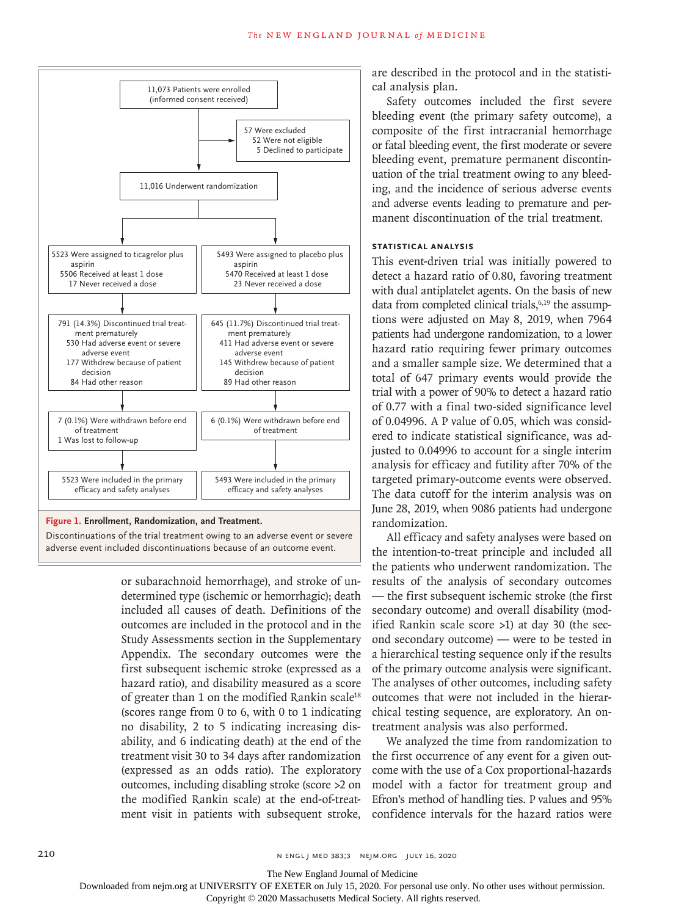11,073 Patients were enrolled (informed consent received)

57 Were excluded
- 52 Were not eligible
- 5 Declined to participate

11,016 Underwent randomization

| Ticagrelor plus aspirin | Placebo plus aspirin |
| --- | --- |
| 5523 Were assigned to ticagrelor plus aspirin; 5506 Received at least 1 dose; 17 Never received a dose | 5493 Were assigned to placebo plus aspirin; 5470 Received at least 1 dose; 23 Never received a dose |
| 791 (14.3%) Discontinued trial treatment prematurely; 530 Had adverse event or severe adverse event; 177 Withdrew because of patient decision; 84 Had other reason | 645 (11.7%) Discontinued trial treatment prematurely; 411 Had adverse event or severe adverse event; 145 Withdrew because of patient decision; 89 Had other reason |
| 7 (0.1%) Were withdrawn before end of treatment; 1 Was lost to follow-up | 6 (0.1%) Were withdrawn before end of treatment |
| 5523 Were included in the primary efficacy and safety analyses | 5493 Were included in the primary efficacy and safety analyses |

**Figure 1. Enrollment, Randomization, and Treatment.**

Discontinuations of the trial treatment owing to an adverse event or severe adverse event included discontinuations because of an outcome event.

or subarachnoid hemorrhage), and stroke of undetermined type (ischemic or hemorrhagic); death included all causes of death. Definitions of the outcomes are included in the protocol and in the Study Assessments section in the Supplementary Appendix. The secondary outcomes were the first subsequent ischemic stroke (expressed as a hazard ratio), and disability measured as a score of greater than 1 on the modified Rankin scale[18] (scores range from 0 to 6, with 0 to 1 indicating no disability, 2 to 5 indicating increasing disability, and 6 indicating death) at the end of the treatment visit 30 to 34 days after randomization (expressed as an odds ratio). The exploratory outcomes, including disabling stroke (score >2 on the modified Rankin scale) at the end-of-treatment visit in patients with subsequent stroke, are described in the protocol and in the statistical analysis plan.

Safety outcomes included the first severe bleeding event (the primary safety outcome), a composite of the first intracranial hemorrhage or fatal bleeding event, the first moderate or severe bleeding event, premature permanent discontinuation of the trial treatment owing to any bleeding, and the incidence of serious adverse events and adverse events leading to premature and permanent discontinuation of the trial treatment.

### STATISTICAL ANALYSIS

This event-driven trial was initially powered to detect a hazard ratio of 0.80, favoring treatment with dual antiplatelet agents. On the basis of new data from completed clinical trials,[6,19] the assumptions were adjusted on May 8, 2019, when 7964 patients had undergone randomization, to a lower hazard ratio requiring fewer primary outcomes and a smaller sample size. We determined that a total of 647 primary events would provide the trial with a power of 90% to detect a hazard ratio of 0.77 with a final two-sided significance level of 0.04996. A P value of 0.05, which was considered to indicate statistical significance, was adjusted to 0.04996 to account for a single interim analysis for efficacy and futility after 70% of the targeted primary-outcome events were observed. The data cutoff for the interim analysis was on June 28, 2019, when 9086 patients had undergone randomization.

All efficacy and safety analyses were based on the intention-to-treat principle and included all the patients who underwent randomization. The results of the analysis of secondary outcomes — the first subsequent ischemic stroke (the first secondary outcome) and overall disability (modified Rankin scale score >1) at day 30 (the second secondary outcome) — were to be tested in a hierarchical testing sequence only if the results of the primary outcome analysis were significant. The analyses of other outcomes, including safety outcomes that were not included in the hierarchical testing sequence, are exploratory. An on-treatment analysis was also performed.

We analyzed the time from randomization to the first occurrence of any event for a given outcome with the use of a Cox proportional-hazards model with a factor for treatment group and Efron's method of handling ties. P values and 95% confidence intervals for the hazard ratios were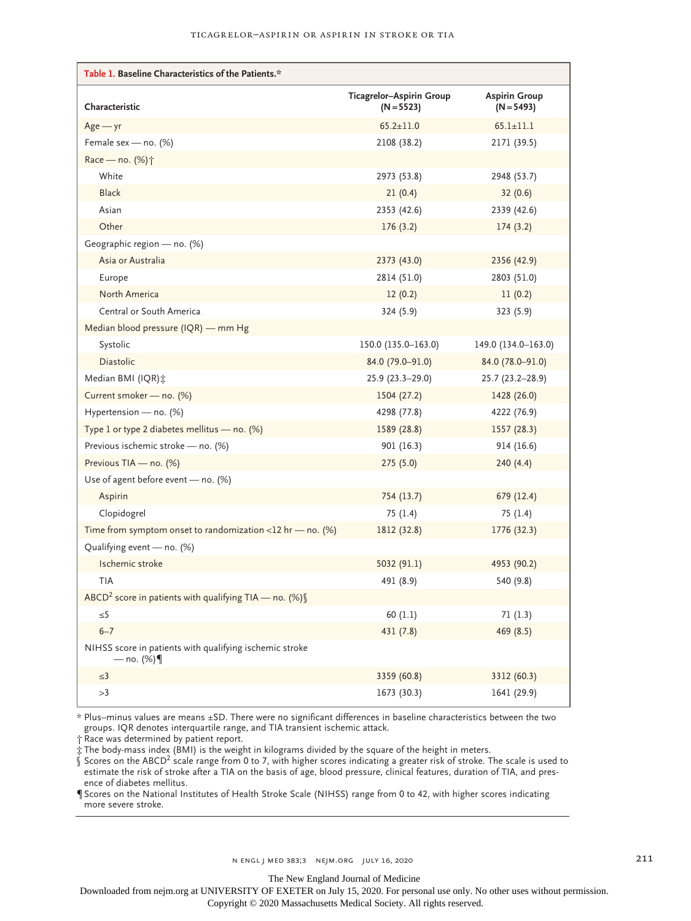| **Table 1. Baseline Characteristics of the Patients.*** | | |
|---|---|---|
| **Characteristic** | **Ticagrelor–Aspirin Group (N = 5523)** | **Aspirin Group (N = 5493)** |
| Age — yr | 65.2±11.0 | 65.1±11.1 |
| Female sex — no. (%) | 2108 (38.2) | 2171 (39.5) |
| Race — no. (%)† | | |
| White | 2973 (53.8) | 2948 (53.7) |
| Black | 21 (0.4) | 32 (0.6) |
| Asian | 2353 (42.6) | 2339 (42.6) |
| Other | 176 (3.2) | 174 (3.2) |
| Geographic region — no. (%) | | |
| Asia or Australia | 2373 (43.0) | 2356 (42.9) |
| Europe | 2814 (51.0) | 2803 (51.0) |
| North America | 12 (0.2) | 11 (0.2) |
| Central or South America | 324 (5.9) | 323 (5.9) |
| Median blood pressure (IQR) — mm Hg | | |
| Systolic | 150.0 (135.0–163.0) | 149.0 (134.0–163.0) |
| Diastolic | 84.0 (79.0–91.0) | 84.0 (78.0–91.0) |
| Median BMI (IQR)‡ | 25.9 (23.3–29.0) | 25.7 (23.2–28.9) |
| Current smoker — no. (%) | 1504 (27.2) | 1428 (26.0) |
| Hypertension — no. (%) | 4298 (77.8) | 4222 (76.9) |
| Type 1 or type 2 diabetes mellitus — no. (%) | 1589 (28.8) | 1557 (28.3) |
| Previous ischemic stroke — no. (%) | 901 (16.3) | 914 (16.6) |
| Previous TIA — no. (%) | 275 (5.0) | 240 (4.4) |
| Use of agent before event — no. (%) | | |
| Aspirin | 754 (13.7) | 679 (12.4) |
| Clopidogrel | 75 (1.4) | 75 (1.4) |
| Time from symptom onset to randomization <12 hr — no. (%) | 1812 (32.8) | 1776 (32.3) |
| Qualifying event — no. (%) | | |
| Ischemic stroke | 5032 (91.1) | 4953 (90.2) |
| TIA | 491 (8.9) | 540 (9.8) |
| $ABCD^2$ score in patients with qualifying TIA — no. (%)§ | | |
| ≤5 | 60 (1.1) | 71 (1.3) |
| 6–7 | 431 (7.8) | 469 (8.5) |
| NIHSS score in patients with qualifying ischemic stroke — no. (%)¶ | | |
| ≤3 | 3359 (60.8) | 3312 (60.3) |
| >3 | 1673 (30.3) | 1641 (29.9) |

\* Plus–minus values are means ±SD. There were no significant differences in baseline characteristics between the two groups. IQR denotes interquartile range, and TIA transient ischemic attack.

† Race was determined by patient report.

‡ The body-mass index (BMI) is the weight in kilograms divided by the square of the height in meters.

§ Scores on the $ABCD^2$ scale range from 0 to 7, with higher scores indicating a greater risk of stroke. The scale is used to estimate the risk of stroke after a TIA on the basis of age, blood pressure, clinical features, duration of TIA, and presence of diabetes mellitus.

¶ Scores on the National Institutes of Health Stroke Scale (NIHSS) range from 0 to 42, with higher scores indicating more severe stroke.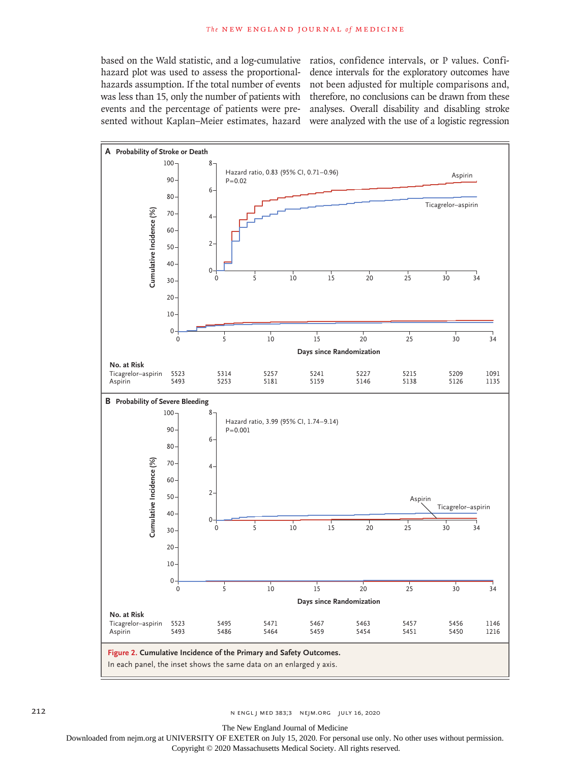based on the Wald statistic, and a log-cumulative hazard plot was used to assess the proportional-hazards assumption. If the total number of events was less than 15, only the number of patients with events and the percentage of patients were presented without Kaplan–Meier estimates, hazard ratios, confidence intervals, or P values. Confidence intervals for the exploratory outcomes have not been adjusted for multiple comparisons and, therefore, no conclusions can be drawn from these analyses. Overall disability and disabling stroke were analyzed with the use of a logistic regression

**A Probability of Stroke or Death**

Hazard ratio, 0.83 (95% CI, 0.71–0.96)
P=0.02

| No. at Risk | 0 | 5 | 10 | 15 | 20 | 25 | 30 | 34 |
|---|---|---|---|---|---|---|---|---|
| Ticagrelor–aspirin | 5523 | 5314 | 5257 | 5241 | 5227 | 5215 | 5209 | 1091 |
| Aspirin | 5493 | 5253 | 5181 | 5159 | 5146 | 5138 | 5126 | 1135 |

**B Probability of Severe Bleeding**

Hazard ratio, 3.99 (95% CI, 1.74–9.14)
P=0.001

| No. at Risk | 0 | 5 | 10 | 15 | 20 | 25 | 30 | 34 |
|---|---|---|---|---|---|---|---|---|
| Ticagrelor–aspirin | 5523 | 5495 | 5471 | 5467 | 5463 | 5457 | 5456 | 1146 |
| Aspirin | 5493 | 5486 | 5464 | 5459 | 5454 | 5451 | 5450 | 1216 |

**Figure 2. Cumulative Incidence of the Primary and Safety Outcomes.**
In each panel, the inset shows the same data on an enlarged y axis.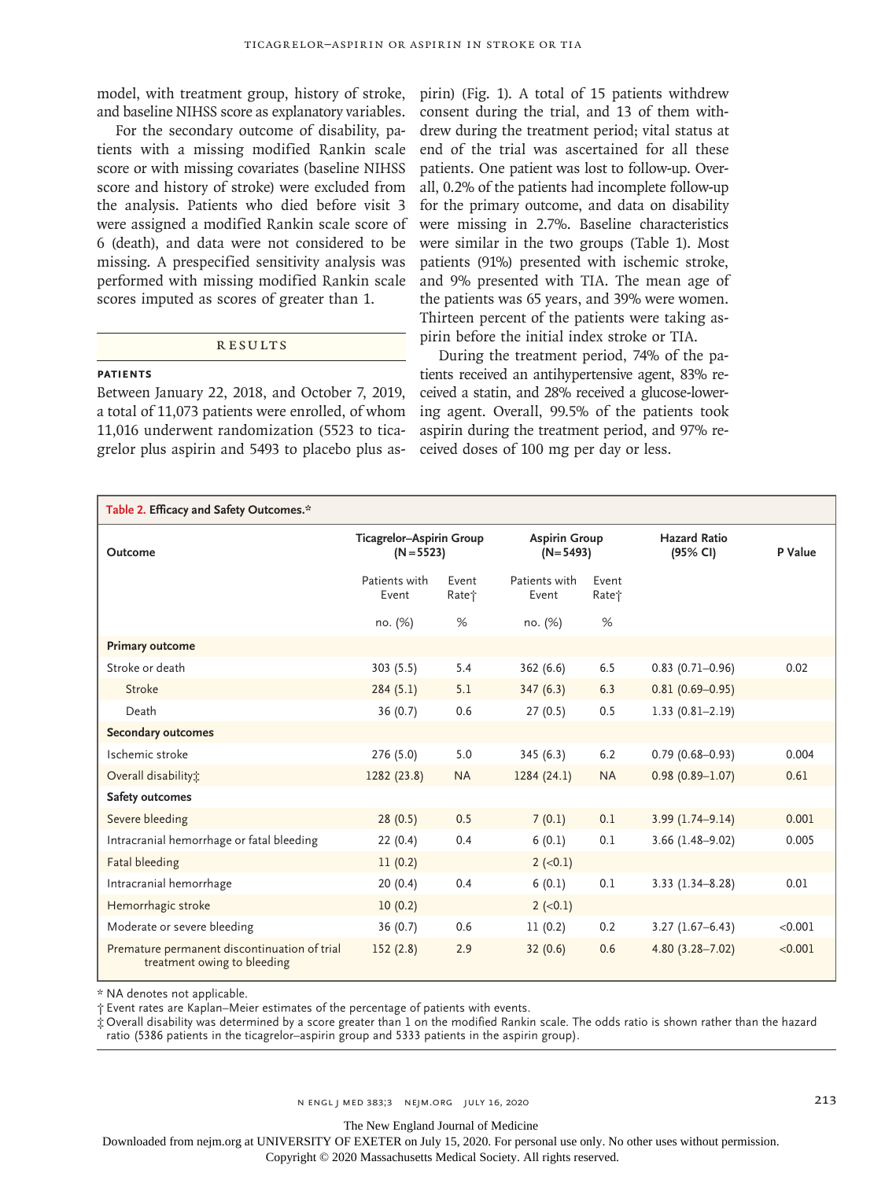model, with treatment group, history of stroke, and baseline NIHSS score as explanatory variables.

For the secondary outcome of disability, patients with a missing modified Rankin scale score or with missing covariates (baseline NIHSS score and history of stroke) were excluded from the analysis. Patients who died before visit 3 were assigned a modified Rankin scale score of 6 (death), and data were not considered to be missing. A prespecified sensitivity analysis was performed with missing modified Rankin scale scores imputed as scores of greater than 1.

## RESULTS

### PATIENTS

Between January 22, 2018, and October 7, 2019, a total of 11,073 patients were enrolled, of whom 11,016 underwent randomization (5523 to ticagrelor plus aspirin and 5493 to placebo plus aspirin) (Fig. 1). A total of 15 patients withdrew consent during the trial, and 13 of them withdrew during the treatment period; vital status at end of the trial was ascertained for all these patients. One patient was lost to follow-up. Overall, 0.2% of the patients had incomplete follow-up for the primary outcome, and data on disability were missing in 2.7%. Baseline characteristics were similar in the two groups (Table 1). Most patients (91%) presented with ischemic stroke, and 9% presented with TIA. The mean age of the patients was 65 years, and 39% were women. Thirteen percent of the patients were taking aspirin before the initial index stroke or TIA.

During the treatment period, 74% of the patients received an antihypertensive agent, 83% received a statin, and 28% received a glucose-lowering agent. Overall, 99.5% of the patients took aspirin during the treatment period, and 97% received doses of 100 mg per day or less.

**Table 2. Efficacy and Safety Outcomes.***

| Outcome | Ticagrelor–Aspirin Group (N=5523) | | Aspirin Group (N=5493) | | Hazard Ratio (95% CI) | P Value |
|---|---|---|---|---|---|---|
| | Patients with Event | Event Rate† | Patients with Event | Event Rate† | | |
| | no. (%) | % | no. (%) | % | | |
| **Primary outcome** | | | | | | |
| Stroke or death | 303 (5.5) | 5.4 | 362 (6.6) | 6.5 | 0.83 (0.71–0.96) | 0.02 |
| Stroke | 284 (5.1) | 5.1 | 347 (6.3) | 6.3 | 0.81 (0.69–0.95) | |
| Death | 36 (0.7) | 0.6 | 27 (0.5) | 0.5 | 1.33 (0.81–2.19) | |
| **Secondary outcomes** | | | | | | |
| Ischemic stroke | 276 (5.0) | 5.0 | 345 (6.3) | 6.2 | 0.79 (0.68–0.93) | 0.004 |
| Overall disability‡ | 1282 (23.8) | NA | 1284 (24.1) | NA | 0.98 (0.89–1.07) | 0.61 |
| **Safety outcomes** | | | | | | |
| Severe bleeding | 28 (0.5) | 0.5 | 7 (0.1) | 0.1 | 3.99 (1.74–9.14) | 0.001 |
| Intracranial hemorrhage or fatal bleeding | 22 (0.4) | 0.4 | 6 (0.1) | 0.1 | 3.66 (1.48–9.02) | 0.005 |
| Fatal bleeding | 11 (0.2) | | 2 (<0.1) | | | |
| Intracranial hemorrhage | 20 (0.4) | 0.4 | 6 (0.1) | 0.1 | 3.33 (1.34–8.28) | 0.01 |
| Hemorrhagic stroke | 10 (0.2) | | 2 (<0.1) | | | |
| Moderate or severe bleeding | 36 (0.7) | 0.6 | 11 (0.2) | 0.2 | 3.27 (1.67–6.43) | <0.001 |
| Premature permanent discontinuation of trial treatment owing to bleeding | 152 (2.8) | 2.9 | 32 (0.6) | 0.6 | 4.80 (3.28–7.02) | <0.001 |

\* NA denotes not applicable.

† Event rates are Kaplan–Meier estimates of the percentage of patients with events.

‡ Overall disability was determined by a score greater than 1 on the modified Rankin scale. The odds ratio is shown rather than the hazard ratio (5386 patients in the ticagrelor–aspirin group and 5333 patients in the aspirin group).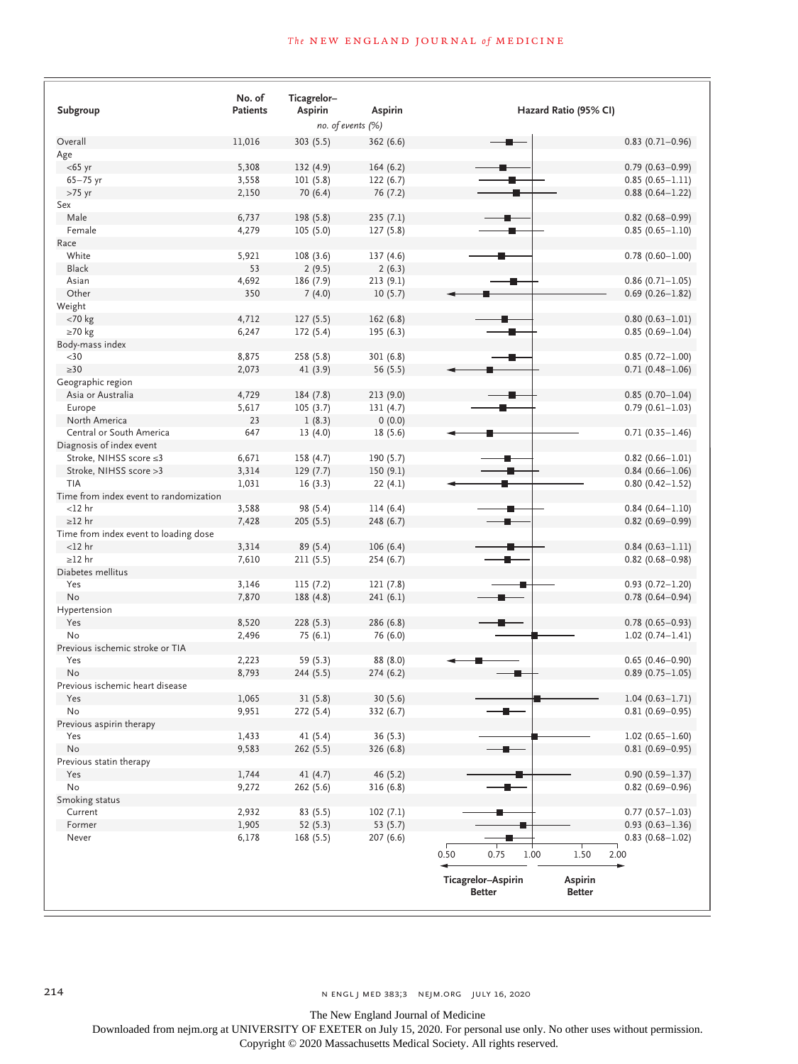| Subgroup | No. of Patients | Ticagrelor–Aspirin | Aspirin | Hazard Ratio (95% CI) |
|---|---|---|---|---|
| | | *no. of events (%)* | | |
| Overall | 11,016 | 303 (5.5) | 362 (6.6) | 0.83 (0.71–0.96) |
| Age | | | | |
| <65 yr | 5,308 | 132 (4.9) | 164 (6.2) | 0.79 (0.63–0.99) |
| 65–75 yr | 3,558 | 101 (5.8) | 122 (6.7) | 0.85 (0.65–1.11) |
| >75 yr | 2,150 | 70 (6.4) | 76 (7.2) | 0.88 (0.64–1.22) |
| Sex | | | | |
| Male | 6,737 | 198 (5.8) | 235 (7.1) | 0.82 (0.68–0.99) |
| Female | 4,279 | 105 (5.0) | 127 (5.8) | 0.85 (0.65–1.10) |
| Race | | | | |
| White | 5,921 | 108 (3.6) | 137 (4.6) | 0.78 (0.60–1.00) |
| Black | 53 | 2 (9.5) | 2 (6.3) | |
| Asian | 4,692 | 186 (7.9) | 213 (9.1) | 0.86 (0.71–1.05) |
| Other | 350 | 7 (4.0) | 10 (5.7) | 0.69 (0.26–1.82) |
| Weight | | | | |
| <70 kg | 4,712 | 127 (5.5) | 162 (6.8) | 0.80 (0.63–1.01) |
| ≥70 kg | 6,247 | 172 (5.4) | 195 (6.3) | 0.85 (0.69–1.04) |
| Body-mass index | | | | |
| <30 | 8,875 | 258 (5.8) | 301 (6.8) | 0.85 (0.72–1.00) |
| ≥30 | 2,073 | 41 (3.9) | 56 (5.5) | 0.71 (0.48–1.06) |
| Geographic region | | | | |
| Asia or Australia | 4,729 | 184 (7.8) | 213 (9.0) | 0.85 (0.70–1.04) |
| Europe | 5,617 | 105 (3.7) | 131 (4.7) | 0.79 (0.61–1.03) |
| North America | 23 | 1 (8.3) | 0 (0.0) | |
| Central or South America | 647 | 13 (4.0) | 18 (5.6) | 0.71 (0.35–1.46) |
| Diagnosis of index event | | | | |
| Stroke, NIHSS score ≤3 | 6,671 | 158 (4.7) | 190 (5.7) | 0.82 (0.66–1.01) |
| Stroke, NIHSS score >3 | 3,314 | 129 (7.7) | 150 (9.1) | 0.84 (0.66–1.06) |
| TIA | 1,031 | 16 (3.3) | 22 (4.1) | 0.80 (0.42–1.52) |
| Time from index event to randomization | | | | |
| <12 hr | 3,588 | 98 (5.4) | 114 (6.4) | 0.84 (0.64–1.10) |
| ≥12 hr | 7,428 | 205 (5.5) | 248 (6.7) | 0.82 (0.69–0.99) |
| Time from index event to loading dose | | | | |
| <12 hr | 3,314 | 89 (5.4) | 106 (6.4) | 0.84 (0.63–1.11) |
| ≥12 hr | 7,610 | 211 (5.5) | 254 (6.7) | 0.82 (0.68–0.98) |
| Diabetes mellitus | | | | |
| Yes | 3,146 | 115 (7.2) | 121 (7.8) | 0.93 (0.72–1.20) |
| No | 7,870 | 188 (4.8) | 241 (6.1) | 0.78 (0.64–0.94) |
| Hypertension | | | | |
| Yes | 8,520 | 228 (5.3) | 286 (6.8) | 0.78 (0.65–0.93) |
| No | 2,496 | 75 (6.1) | 76 (6.0) | 1.02 (0.74–1.41) |
| Previous ischemic stroke or TIA | | | | |
| Yes | 2,223 | 59 (5.3) | 88 (8.0) | 0.65 (0.46–0.90) |
| No | 8,793 | 244 (5.5) | 274 (6.2) | 0.89 (0.75–1.05) |
| Previous ischemic heart disease | | | | |
| Yes | 1,065 | 31 (5.8) | 30 (5.6) | 1.04 (0.63–1.71) |
| No | 9,951 | 272 (5.4) | 332 (6.7) | 0.81 (0.69–0.95) |
| Previous aspirin therapy | | | | |
| Yes | 1,433 | 41 (5.4) | 36 (5.3) | 1.02 (0.65–1.60) |
| No | 9,583 | 262 (5.5) | 326 (6.8) | 0.81 (0.69–0.95) |
| Previous statin therapy | | | | |
| Yes | 1,744 | 41 (4.7) | 46 (5.2) | 0.90 (0.59–1.37) |
| No | 9,272 | 262 (5.6) | 316 (6.8) | 0.82 (0.69–0.96) |
| Smoking status | | | | |
| Current | 2,932 | 83 (5.5) | 102 (7.1) | 0.77 (0.57–1.03) |
| Former | 1,905 | 52 (5.3) | 53 (5.7) | 0.93 (0.63–1.36) |
| Never | 6,178 | 168 (5.5) | 207 (6.6) | 0.83 (0.68–1.02) |

Axis: 0.50, 0.75, 1.00, 1.50, 2.00 — ← Ticagrelor–Aspirin Better | Aspirin Better →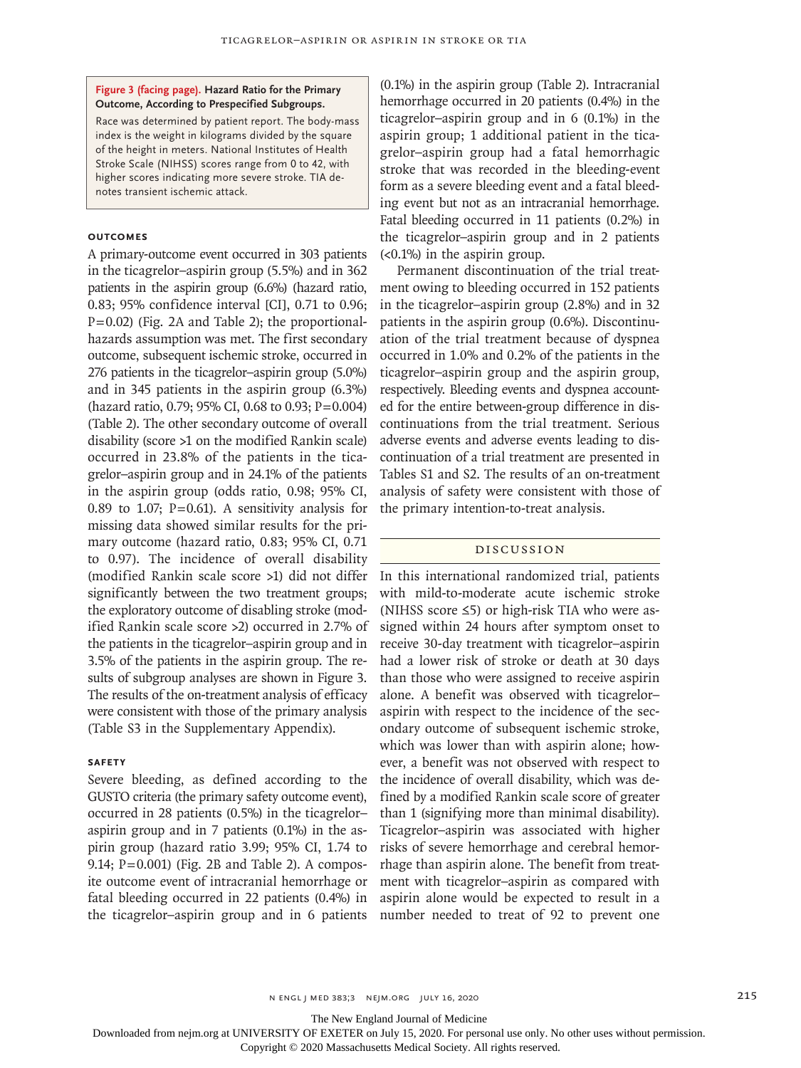**Figure 3 (facing page). Hazard Ratio for the Primary Outcome, According to Prespecified Subgroups.**

Race was determined by patient report. The body-mass index is the weight in kilograms divided by the square of the height in meters. National Institutes of Health Stroke Scale (NIHSS) scores range from 0 to 42, with higher scores indicating more severe stroke. TIA denotes transient ischemic attack.

### OUTCOMES

A primary-outcome event occurred in 303 patients in the ticagrelor–aspirin group (5.5%) and in 362 patients in the aspirin group (6.6%) (hazard ratio, 0.83; 95% confidence interval [CI], 0.71 to 0.96; P=0.02) (Fig. 2A and Table 2); the proportional-hazards assumption was met. The first secondary outcome, subsequent ischemic stroke, occurred in 276 patients in the ticagrelor–aspirin group (5.0%) and in 345 patients in the aspirin group (6.3%) (hazard ratio, 0.79; 95% CI, 0.68 to 0.93; P=0.004) (Table 2). The other secondary outcome of overall disability (score >1 on the modified Rankin scale) occurred in 23.8% of the patients in the ticagrelor–aspirin group and in 24.1% of the patients in the aspirin group (odds ratio, 0.98; 95% CI, 0.89 to 1.07; P=0.61). A sensitivity analysis for missing data showed similar results for the primary outcome (hazard ratio, 0.83; 95% CI, 0.71 to 0.97). The incidence of overall disability (modified Rankin scale score >1) did not differ significantly between the two treatment groups; the exploratory outcome of disabling stroke (modified Rankin scale score >2) occurred in 2.7% of the patients in the ticagrelor–aspirin group and in 3.5% of the patients in the aspirin group. The results of subgroup analyses are shown in Figure 3. The results of the on-treatment analysis of efficacy were consistent with those of the primary analysis (Table S3 in the Supplementary Appendix).

### SAFETY

Severe bleeding, as defined according to the GUSTO criteria (the primary safety outcome event), occurred in 28 patients (0.5%) in the ticagrelor–aspirin group and in 7 patients (0.1%) in the aspirin group (hazard ratio 3.99; 95% CI, 1.74 to 9.14; P=0.001) (Fig. 2B and Table 2). A composite outcome event of intracranial hemorrhage or fatal bleeding occurred in 22 patients (0.4%) in the ticagrelor–aspirin group and in 6 patients (0.1%) in the aspirin group (Table 2). Intracranial hemorrhage occurred in 20 patients (0.4%) in the ticagrelor–aspirin group and in 6 (0.1%) in the aspirin group; 1 additional patient in the ticagrelor–aspirin group had a fatal hemorrhagic stroke that was recorded in the bleeding-event form as a severe bleeding event and a fatal bleeding event but not as an intracranial hemorrhage. Fatal bleeding occurred in 11 patients (0.2%) in the ticagrelor–aspirin group and in 2 patients (<0.1%) in the aspirin group.

Permanent discontinuation of the trial treatment owing to bleeding occurred in 152 patients in the ticagrelor–aspirin group (2.8%) and in 32 patients in the aspirin group (0.6%). Discontinuation of the trial treatment because of dyspnea occurred in 1.0% and 0.2% of the patients in the ticagrelor–aspirin group and the aspirin group, respectively. Bleeding events and dyspnea accounted for the entire between-group difference in discontinuations from the trial treatment. Serious adverse events and adverse events leading to discontinuation of a trial treatment are presented in Tables S1 and S2. The results of an on-treatment analysis of safety were consistent with those of the primary intention-to-treat analysis.

## DISCUSSION

In this international randomized trial, patients with mild-to-moderate acute ischemic stroke (NIHSS score ≤5) or high-risk TIA who were assigned within 24 hours after symptom onset to receive 30-day treatment with ticagrelor–aspirin had a lower risk of stroke or death at 30 days than those who were assigned to receive aspirin alone. A benefit was observed with ticagrelor–aspirin with respect to the incidence of the secondary outcome of subsequent ischemic stroke, which was lower than with aspirin alone; however, a benefit was not observed with respect to the incidence of overall disability, which was defined by a modified Rankin scale score of greater than 1 (signifying more than minimal disability). Ticagrelor–aspirin was associated with higher risks of severe hemorrhage and cerebral hemorrhage than aspirin alone. The benefit from treatment with ticagrelor–aspirin as compared with aspirin alone would be expected to result in a number needed to treat of 92 to prevent one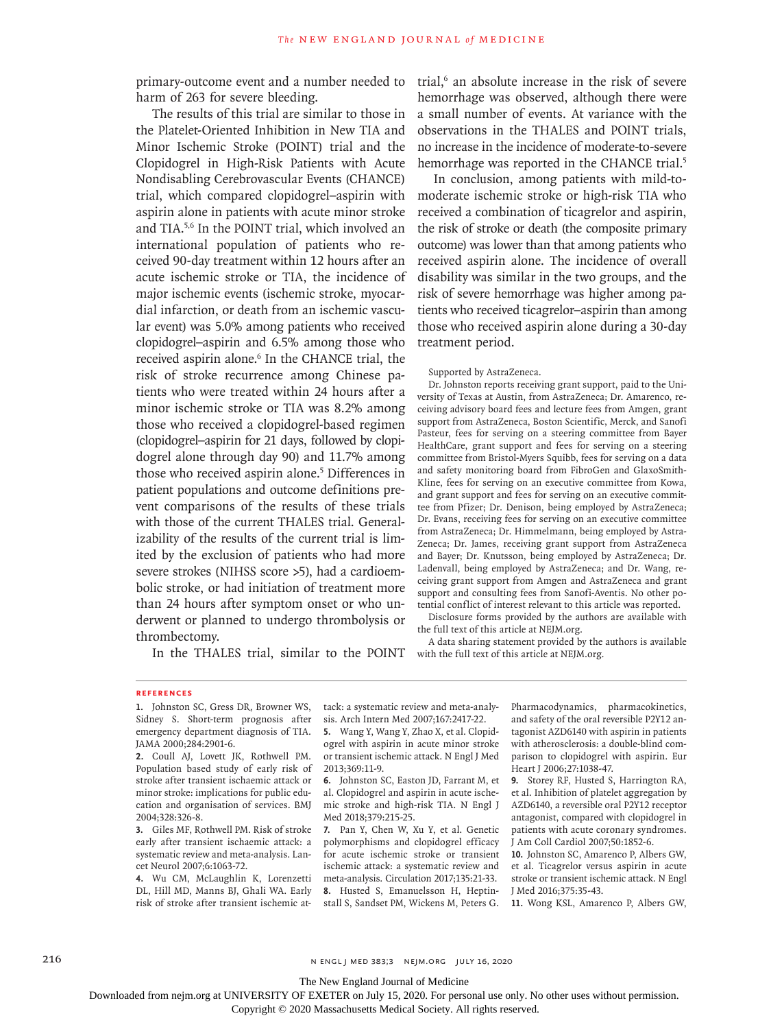primary-outcome event and a number needed to harm of 263 for severe bleeding.

The results of this trial are similar to those in the Platelet-Oriented Inhibition in New TIA and Minor Ischemic Stroke (POINT) trial and the Clopidogrel in High-Risk Patients with Acute Nondisabling Cerebrovascular Events (CHANCE) trial, which compared clopidogrel–aspirin with aspirin alone in patients with acute minor stroke and TIA.[5,6] In the POINT trial, which involved an international population of patients who received 90-day treatment within 12 hours after an acute ischemic stroke or TIA, the incidence of major ischemic events (ischemic stroke, myocardial infarction, or death from an ischemic vascular event) was 5.0% among patients who received clopidogrel–aspirin and 6.5% among those who received aspirin alone.[6] In the CHANCE trial, the risk of stroke recurrence among Chinese patients who were treated within 24 hours after a minor ischemic stroke or TIA was 8.2% among those who received a clopidogrel-based regimen (clopidogrel–aspirin for 21 days, followed by clopidogrel alone through day 90) and 11.7% among those who received aspirin alone.[5] Differences in patient populations and outcome definitions prevent comparisons of the results of these trials with those of the current THALES trial. Generalizability of the results of the current trial is limited by the exclusion of patients who had more severe strokes (NIHSS score >5), had a cardioembolic stroke, or had initiation of treatment more than 24 hours after symptom onset or who underwent or planned to undergo thrombolysis or thrombectomy.

In the THALES trial, similar to the POINT trial,[6] an absolute increase in the risk of severe hemorrhage was observed, although there were a small number of events. At variance with the observations in the THALES and POINT trials, no increase in the incidence of moderate-to-severe hemorrhage was reported in the CHANCE trial.[5]

In conclusion, among patients with mild-to-moderate ischemic stroke or high-risk TIA who received a combination of ticagrelor and aspirin, the risk of stroke or death (the composite primary outcome) was lower than that among patients who received aspirin alone. The incidence of overall disability was similar in the two groups, and the risk of severe hemorrhage was higher among patients who received ticagrelor–aspirin than among those who received aspirin alone during a 30-day treatment period.

Supported by AstraZeneca.

Dr. Johnston reports receiving grant support, paid to the University of Texas at Austin, from AstraZeneca; Dr. Amarenco, receiving advisory board fees and lecture fees from Amgen, grant support from AstraZeneca, Boston Scientific, Merck, and Sanofi Pasteur, fees for serving on a steering committee from Bayer HealthCare, grant support and fees for serving on a steering committee from Bristol-Myers Squibb, fees for serving on a data and safety monitoring board from FibroGen and GlaxoSmithKline, fees for serving on an executive committee from Kowa, and grant support and fees for serving on an executive committee from Pfizer; Dr. Denison, being employed by AstraZeneca; Dr. Evans, receiving fees for serving on an executive committee from AstraZeneca; Dr. Himmelmann, being employed by AstraZeneca; Dr. James, receiving grant support from AstraZeneca and Bayer; Dr. Knutsson, being employed by AstraZeneca; Dr. Ladenvall, being employed by AstraZeneca; and Dr. Wang, receiving grant support from Amgen and AstraZeneca and grant support and consulting fees from Sanofi-Aventis. No other potential conflict of interest relevant to this article was reported.

Disclosure forms provided by the authors are available with the full text of this article at NEJM.org.

A data sharing statement provided by the authors is available with the full text of this article at NEJM.org.

## References

1. Johnston SC, Gress DR, Browner WS, Sidney S. Short-term prognosis after emergency department diagnosis of TIA. JAMA 2000;284:2901-6.
2. Coull AJ, Lovett JK, Rothwell PM. Population based study of early risk of stroke after transient ischaemic attack or minor stroke: implications for public education and organisation of services. BMJ 2004;328:326-8.
3. Giles MF, Rothwell PM. Risk of stroke early after transient ischaemic attack: a systematic review and meta-analysis. Lancet Neurol 2007;6:1063-72.
4. Wu CM, McLaughlin K, Lorenzetti DL, Hill MD, Manns BJ, Ghali WA. Early risk of stroke after transient ischemic attack: a systematic review and meta-analysis. Arch Intern Med 2007;167:2417-22.
5. Wang Y, Wang Y, Zhao X, et al. Clopidogrel with aspirin in acute minor stroke or transient ischemic attack. N Engl J Med 2013;369:11-9.
6. Johnston SC, Easton JD, Farrant M, et al. Clopidogrel and aspirin in acute ischemic stroke and high-risk TIA. N Engl J Med 2018;379:215-25.
7. Pan Y, Chen W, Xu Y, et al. Genetic polymorphisms and clopidogrel efficacy for acute ischemic stroke or transient ischemic attack: a systematic review and meta-analysis. Circulation 2017;135:21-33.
8. Husted S, Emanuelsson H, Heptinstall S, Sandset PM, Wickens M, Peters G. Pharmacodynamics, pharmacokinetics, and safety of the oral reversible P2Y12 antagonist AZD6140 with aspirin in patients with atherosclerosis: a double-blind comparison to clopidogrel with aspirin. Eur Heart J 2006;27:1038-47.
9. Storey RF, Husted S, Harrington RA, et al. Inhibition of platelet aggregation by AZD6140, a reversible oral P2Y12 receptor antagonist, compared with clopidogrel in patients with acute coronary syndromes. J Am Coll Cardiol 2007;50:1852-6.
10. Johnston SC, Amarenco P, Albers GW, et al. Ticagrelor versus aspirin in acute stroke or transient ischemic attack. N Engl J Med 2016;375:35-43.
11. Wong KSL, Amarenco P, Albers GW,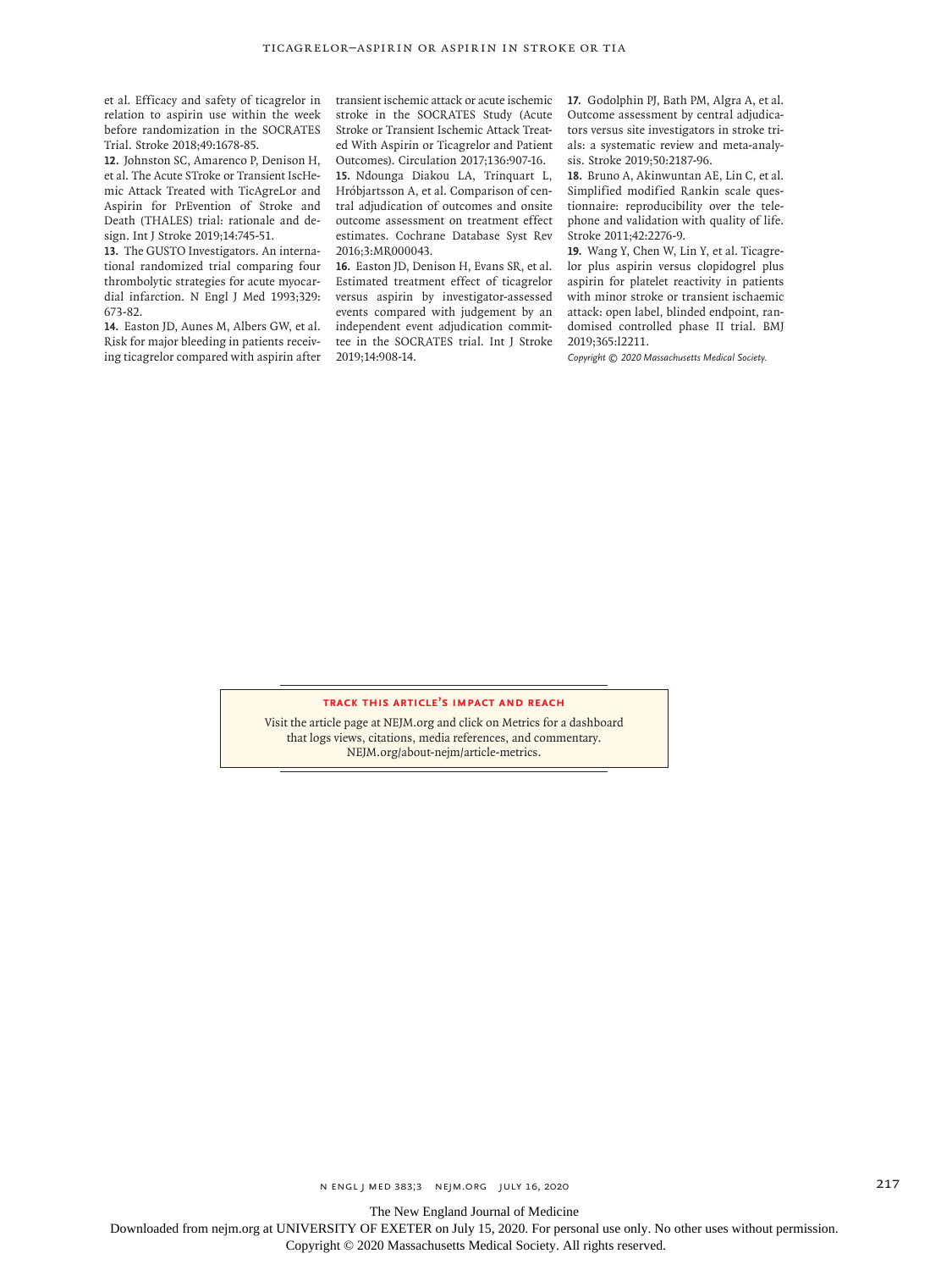et al. Efficacy and safety of ticagrelor in relation to aspirin use within the week before randomization in the SOCRATES Trial. Stroke 2018;49:1678-85.

**12.** Johnston SC, Amarenco P, Denison H, et al. The Acute STroke or Transient IscHemic Attack Treated with TicAgreLor and Aspirin for PrEvention of Stroke and Death (THALES) trial: rationale and design. Int J Stroke 2019;14:745-51.

**13.** The GUSTO Investigators. An international randomized trial comparing four thrombolytic strategies for acute myocardial infarction. N Engl J Med 1993;329:673-82.

**14.** Easton JD, Aunes M, Albers GW, et al. Risk for major bleeding in patients receiving ticagrelor compared with aspirin after transient ischemic attack or acute ischemic stroke in the SOCRATES Study (Acute Stroke or Transient Ischemic Attack Treated With Aspirin or Ticagrelor and Patient Outcomes). Circulation 2017;136:907-16.

**15.** Ndounga Diakou LA, Trinquart L, Hróbjartsson A, et al. Comparison of central adjudication of outcomes and onsite outcome assessment on treatment effect estimates. Cochrane Database Syst Rev 2016;3:MR000043.

**16.** Easton JD, Denison H, Evans SR, et al. Estimated treatment effect of ticagrelor versus aspirin by investigator-assessed events compared with judgement by an independent event adjudication committee in the SOCRATES trial. Int J Stroke 2019;14:908-14.

**17.** Godolphin PJ, Bath PM, Algra A, et al. Outcome assessment by central adjudicators versus site investigators in stroke trials: a systematic review and meta-analysis. Stroke 2019;50:2187-96.

**18.** Bruno A, Akinwuntan AE, Lin C, et al. Simplified modified Rankin scale questionnaire: reproducibility over the telephone and validation with quality of life. Stroke 2011;42:2276-9.

**19.** Wang Y, Chen W, Lin Y, et al. Ticagrelor plus aspirin versus clopidogrel plus aspirin for platelet reactivity in patients with minor stroke or transient ischaemic attack: open label, blinded endpoint, randomised controlled phase II trial. BMJ 2019;365:l2211.

*Copyright © 2020 Massachusetts Medical Society.*

**TRACK THIS ARTICLE'S IMPACT AND REACH**

Visit the article page at NEJM.org and click on Metrics for a dashboard that logs views, citations, media references, and commentary.
NEJM.org/about-nejm/article-metrics.